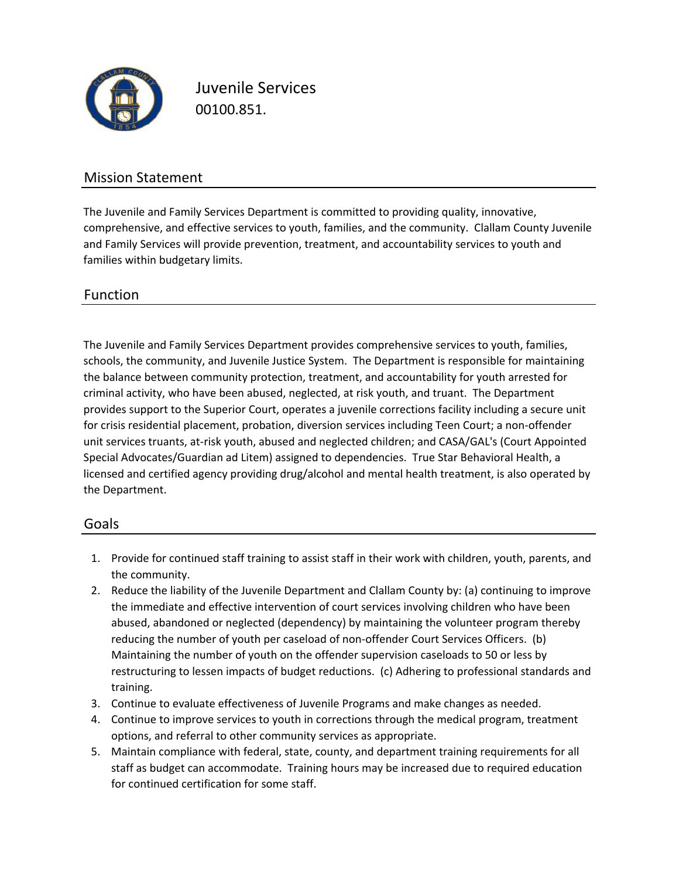# Juvenile Services

00100.851.

## Mission Statement

The Juvenile and Family Services Department is committed to providing quality, innovative, comprehensive, and effective services to youth, families, and the community. Clallam County Juvenile and Family Services will provide prevention, treatment, and accountability services to youth and families within budgetary limits.

## Function

The Juvenile and Family Services Department provides comprehensive services to youth, families, schools, the community, and Juvenile Justice System. The Department is responsible for maintaining the balance between community protection, treatment, and accountability for youth arrested for criminal activity, who have been abused, neglected, at risk youth, and truant. The Department provides support to the Superior Court, operates a juvenile corrections facility including a secure unit for crisis residential placement, probation, diversion services including Teen Court; a non-offender unit services truants, at-risk youth, abused and neglected children; and CASA/GAL's (Court Appointed Special Advocates/Guardian ad Litem) assigned to dependencies. True Star Behavioral Health, a licensed and certified agency providing drug/alcohol and mental health treatment, is also operated by the Department.

## Goals

1. Provide for continued staff training to assist staff in their work with children, youth, parents, and the community.
2. Reduce the liability of the Juvenile Department and Clallam County by: (a) continuing to improve the immediate and effective intervention of court services involving children who have been abused, abandoned or neglected (dependency) by maintaining the volunteer program thereby reducing the number of youth per caseload of non-offender Court Services Officers. (b) Maintaining the number of youth on the offender supervision caseloads to 50 or less by restructuring to lessen impacts of budget reductions. (c) Adhering to professional standards and training.
3. Continue to evaluate effectiveness of Juvenile Programs and make changes as needed.
4. Continue to improve services to youth in corrections through the medical program, treatment options, and referral to other community services as appropriate.
5. Maintain compliance with federal, state, county, and department training requirements for all staff as budget can accommodate. Training hours may be increased due to required education for continued certification for some staff.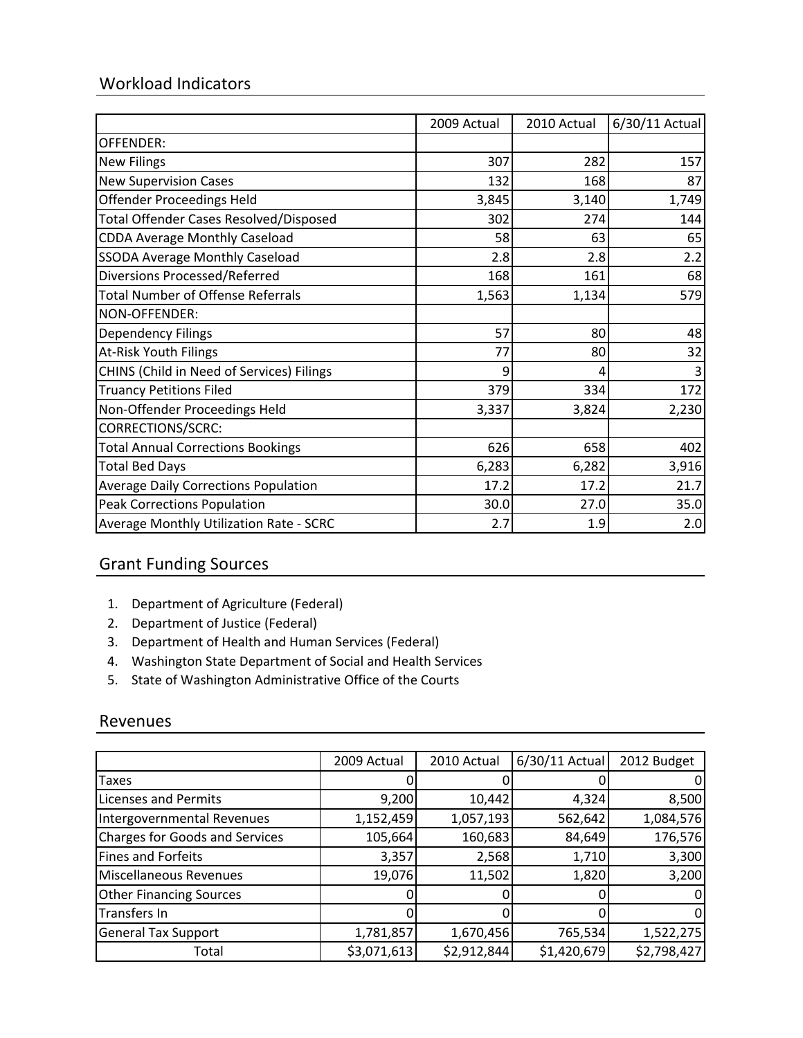## Workload Indicators

| | 2009 Actual | 2010 Actual | 6/30/11 Actual |
|---|---|---|---|
| OFFENDER: | | | |
| New Filings | 307 | 282 | 157 |
| New Supervision Cases | 132 | 168 | 87 |
| Offender Proceedings Held | 3,845 | 3,140 | 1,749 |
| Total Offender Cases Resolved/Disposed | 302 | 274 | 144 |
| CDDA Average Monthly Caseload | 58 | 63 | 65 |
| SSODA Average Monthly Caseload | 2.8 | 2.8 | 2.2 |
| Diversions Processed/Referred | 168 | 161 | 68 |
| Total Number of Offense Referrals | 1,563 | 1,134 | 579 |
| NON-OFFENDER: | | | |
| Dependency Filings | 57 | 80 | 48 |
| At-Risk Youth Filings | 77 | 80 | 32 |
| CHINS (Child in Need of Services) Filings | 9 | 4 | 3 |
| Truancy Petitions Filed | 379 | 334 | 172 |
| Non-Offender Proceedings Held | 3,337 | 3,824 | 2,230 |
| CORRECTIONS/SCRC: | | | |
| Total Annual Corrections Bookings | 626 | 658 | 402 |
| Total Bed Days | 6,283 | 6,282 | 3,916 |
| Average Daily Corrections Population | 17.2 | 17.2 | 21.7 |
| Peak Corrections Population | 30.0 | 27.0 | 35.0 |
| Average Monthly Utilization Rate - SCRC | 2.7 | 1.9 | 2.0 |

## Grant Funding Sources

1. Department of Agriculture (Federal)
2. Department of Justice (Federal)
3. Department of Health and Human Services (Federal)
4. Washington State Department of Social and Health Services
5. State of Washington Administrative Office of the Courts

## Revenues

| | 2009 Actual | 2010 Actual | 6/30/11 Actual | 2012 Budget |
|---|---|---|---|---|
| Taxes | 0 | 0 | 0 | 0 |
| Licenses and Permits | 9,200 | 10,442 | 4,324 | 8,500 |
| Intergovernmental Revenues | 1,152,459 | 1,057,193 | 562,642 | 1,084,576 |
| Charges for Goods and Services | 105,664 | 160,683 | 84,649 | 176,576 |
| Fines and Forfeits | 3,357 | 2,568 | 1,710 | 3,300 |
| Miscellaneous Revenues | 19,076 | 11,502 | 1,820 | 3,200 |
| Other Financing Sources | 0 | 0 | 0 | 0 |
| Transfers In | 0 | 0 | 0 | 0 |
| General Tax Support | 1,781,857 | 1,670,456 | 765,534 | 1,522,275 |
| Total | $3,071,613 | $2,912,844 | $1,420,679 | $2,798,427 |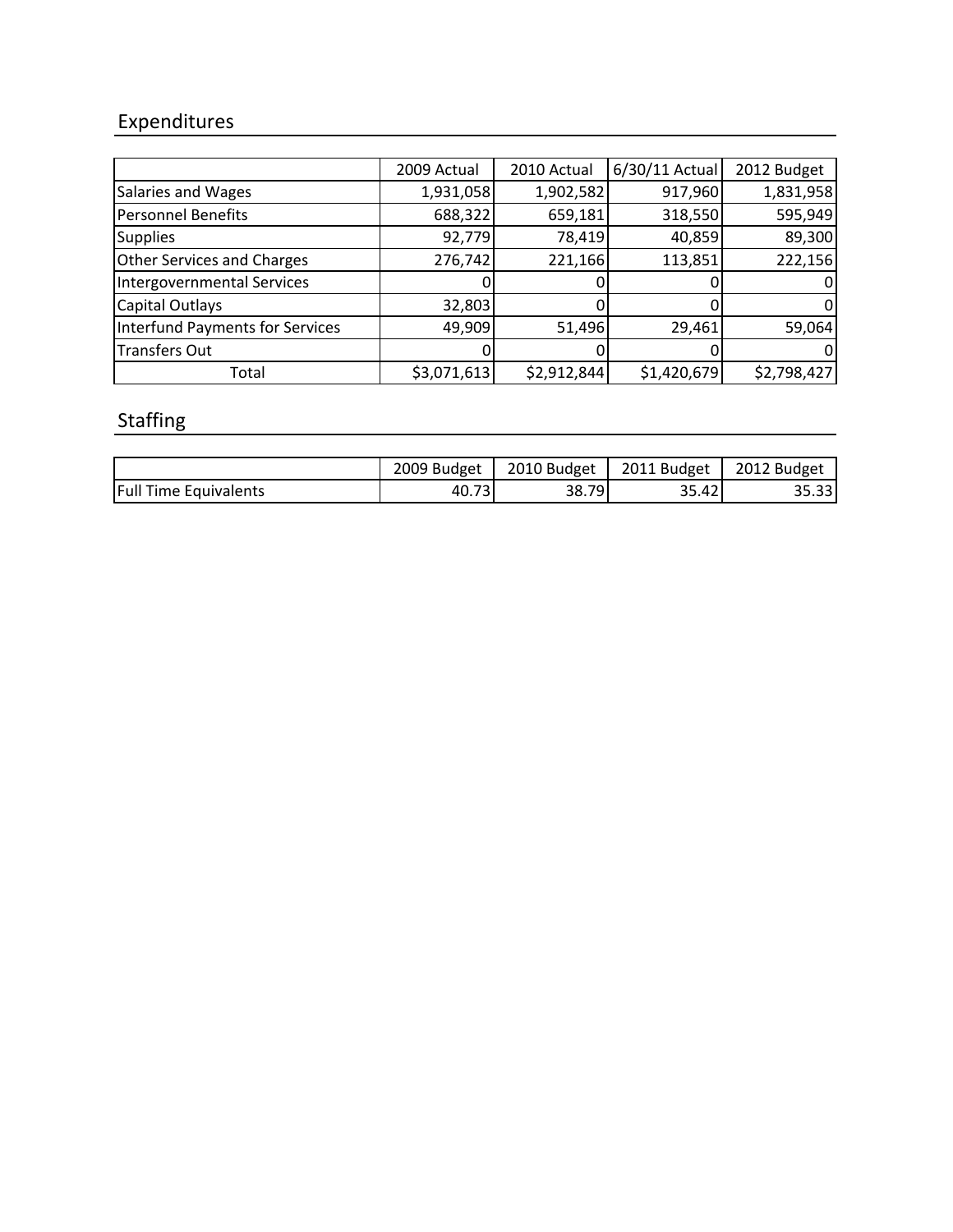## Expenditures

| | 2009 Actual | 2010 Actual | 6/30/11 Actual | 2012 Budget |
|---|---|---|---|---|
| Salaries and Wages | 1,931,058 | 1,902,582 | 917,960 | 1,831,958 |
| Personnel Benefits | 688,322 | 659,181 | 318,550 | 595,949 |
| Supplies | 92,779 | 78,419 | 40,859 | 89,300 |
| Other Services and Charges | 276,742 | 221,166 | 113,851 | 222,156 |
| Intergovernmental Services | 0 | 0 | 0 | 0 |
| Capital Outlays | 32,803 | 0 | 0 | 0 |
| Interfund Payments for Services | 49,909 | 51,496 | 29,461 | 59,064 |
| Transfers Out | 0 | 0 | 0 | 0 |
| Total | $3,071,613 | $2,912,844 | $1,420,679 | $2,798,427 |

## Staffing

| | 2009 Budget | 2010 Budget | 2011 Budget | 2012 Budget |
|---|---|---|---|---|
| Full Time Equivalents | 40.73 | 38.79 | 35.42 | 35.33 |